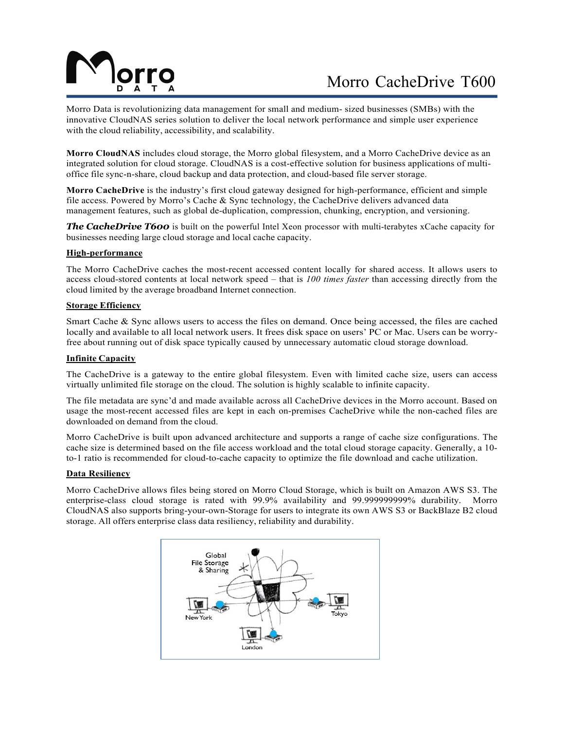# Morro CacheDrive T600

Morro Data is revolutionizing data management for small and medium- sized businesses (SMBs) with the innovative CloudNAS series solution to deliver the local network performance and simple user experience with the cloud reliability, accessibility, and scalability.

**Morro CloudNAS** includes cloud storage, the Morro global filesystem, and a Morro CacheDrive device as an integrated solution for cloud storage. CloudNAS is a cost-effective solution for business applications of multi-office file sync-n-share, cloud backup and data protection, and cloud-based file server storage.

**Morro CacheDrive** is the industry's first cloud gateway designed for high-performance, efficient and simple file access. Powered by Morro's Cache & Sync technology, the CacheDrive delivers advanced data management features, such as global de-duplication, compression, chunking, encryption, and versioning.

***The CacheDrive T600*** is built on the powerful Intel Xeon processor with multi-terabytes xCache capacity for businesses needing large cloud storage and local cache capacity.

## High-performance

The Morro CacheDrive caches the most-recent accessed content locally for shared access. It allows users to access cloud-stored contents at local network speed – that is *100 times faster* than accessing directly from the cloud limited by the average broadband Internet connection.

## Storage Efficiency

Smart Cache & Sync allows users to access the files on demand. Once being accessed, the files are cached locally and available to all local network users. It frees disk space on users' PC or Mac. Users can be worry-free about running out of disk space typically caused by unnecessary automatic cloud storage download.

## Infinite Capacity

The CacheDrive is a gateway to the entire global filesystem. Even with limited cache size, users can access virtually unlimited file storage on the cloud. The solution is highly scalable to infinite capacity.

The file metadata are sync'd and made available across all CacheDrive devices in the Morro account. Based on usage the most-recent accessed files are kept in each on-premises CacheDrive while the non-cached files are downloaded on demand from the cloud.

Morro CacheDrive is built upon advanced architecture and supports a range of cache size configurations. The cache size is determined based on the file access workload and the total cloud storage capacity. Generally, a 10-to-1 ratio is recommended for cloud-to-cache capacity to optimize the file download and cache utilization.

## Data Resiliency

Morro CacheDrive allows files being stored on Morro Cloud Storage, which is built on Amazon AWS S3. The enterprise-class cloud storage is rated with 99.9% availability and 99.999999999% durability. Morro CloudNAS also supports bring-your-own-Storage for users to integrate its own AWS S3 or BackBlaze B2 cloud storage. All offers enterprise class data resiliency, reliability and durability.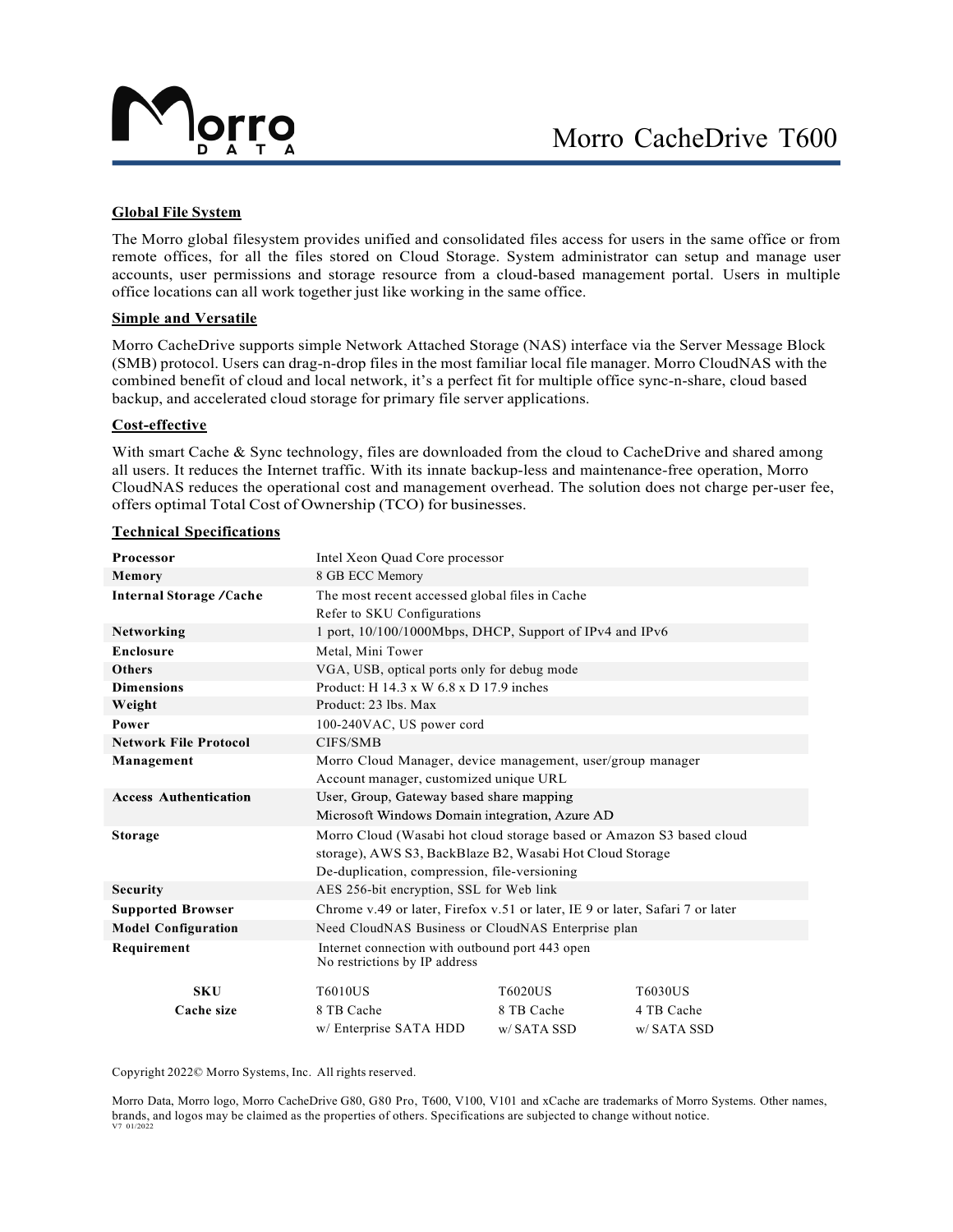Morro CacheDrive T600

## Global File System

The Morro global filesystem provides unified and consolidated files access for users in the same office or from remote offices, for all the files stored on Cloud Storage. System administrator can setup and manage user accounts, user permissions and storage resource from a cloud-based management portal. Users in multiple office locations can all work together just like working in the same office.

## Simple and Versatile

Morro CacheDrive supports simple Network Attached Storage (NAS) interface via the Server Message Block (SMB) protocol. Users can drag-n-drop files in the most familiar local file manager. Morro CloudNAS with the combined benefit of cloud and local network, it's a perfect fit for multiple office sync-n-share, cloud based backup, and accelerated cloud storage for primary file server applications.

## Cost-effective

With smart Cache & Sync technology, files are downloaded from the cloud to CacheDrive and shared among all users. It reduces the Internet traffic. With its innate backup-less and maintenance-free operation, Morro CloudNAS reduces the operational cost and management overhead. The solution does not charge per-user fee, offers optimal Total Cost of Ownership (TCO) for businesses.

## Technical Specifications

| | |
|---|---|
| **Processor** | Intel Xeon Quad Core processor |
| **Memory** | 8 GB ECC Memory |
| **Internal Storage /Cache** | The most recent accessed global files in Cache<br>Refer to SKU Configurations |
| **Networking** | 1 port, 10/100/1000Mbps, DHCP, Support of IPv4 and IPv6 |
| **Enclosure** | Metal, Mini Tower |
| **Others** | VGA, USB, optical ports only for debug mode |
| **Dimensions** | Product: H 14.3 x W 6.8 x D 17.9 inches |
| **Weight** | Product: 23 lbs. Max |
| **Power** | 100-240VAC, US power cord |
| **Network File Protocol** | CIFS/SMB |
| **Management** | Morro Cloud Manager, device management, user/group manager<br>Account manager, customized unique URL |
| **Access Authentication** | User, Group, Gateway based share mapping<br>Microsoft Windows Domain integration, Azure AD |
| **Storage** | Morro Cloud (Wasabi hot cloud storage based or Amazon S3 based cloud storage), AWS S3, BackBlaze B2, Wasabi Hot Cloud Storage<br>De-duplication, compression, file-versioning |
| **Security** | AES 256-bit encryption, SSL for Web link |
| **Supported Browser** | Chrome v.49 or later, Firefox v.51 or later, IE 9 or later, Safari 7 or later |
| **Model Configuration** | Need CloudNAS Business or CloudNAS Enterprise plan |
| **Requirement** | Internet connection with outbound port 443 open<br>No restrictions by IP address |

| **SKU** | T6010US | T6020US | T6030US |
|---|---|---|---|
| **Cache size** | 8 TB Cache<br>w/ Enterprise SATA HDD | 8 TB Cache<br>w/ SATA SSD | 4 TB Cache<br>w/ SATA SSD |

Copyright 2022© Morro Systems, Inc. All rights reserved.

Morro Data, Morro logo, Morro CacheDrive G80, G80 Pro, T600, V100, V101 and xCache are trademarks of Morro Systems. Other names, brands, and logos may be claimed as the properties of others. Specifications are subjected to change without notice.
V7 01/2022